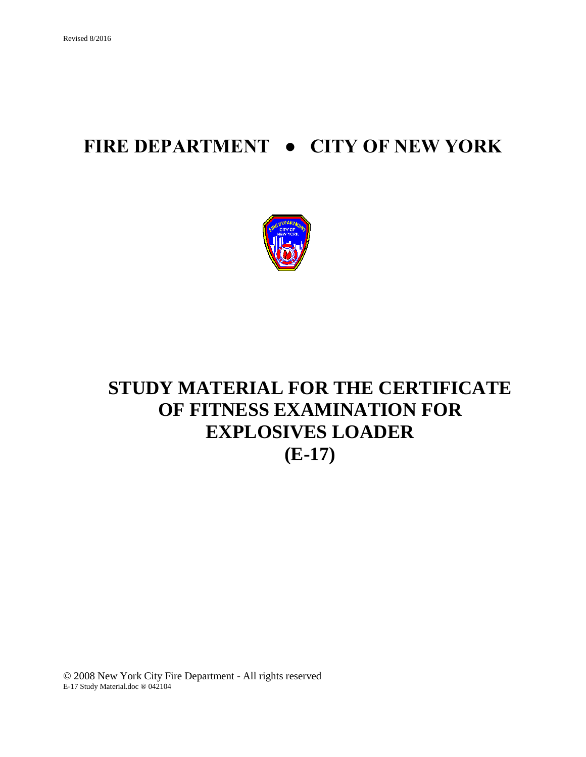Revised 8/2016

# FIRE DEPARTMENT ● CITY OF NEW YORK

# STUDY MATERIAL FOR THE CERTIFICATE OF FITNESS EXAMINATION FOR EXPLOSIVES LOADER (E-17)

© 2008 New York City Fire Department - All rights reserved

E-17 Study Material.doc ® 042104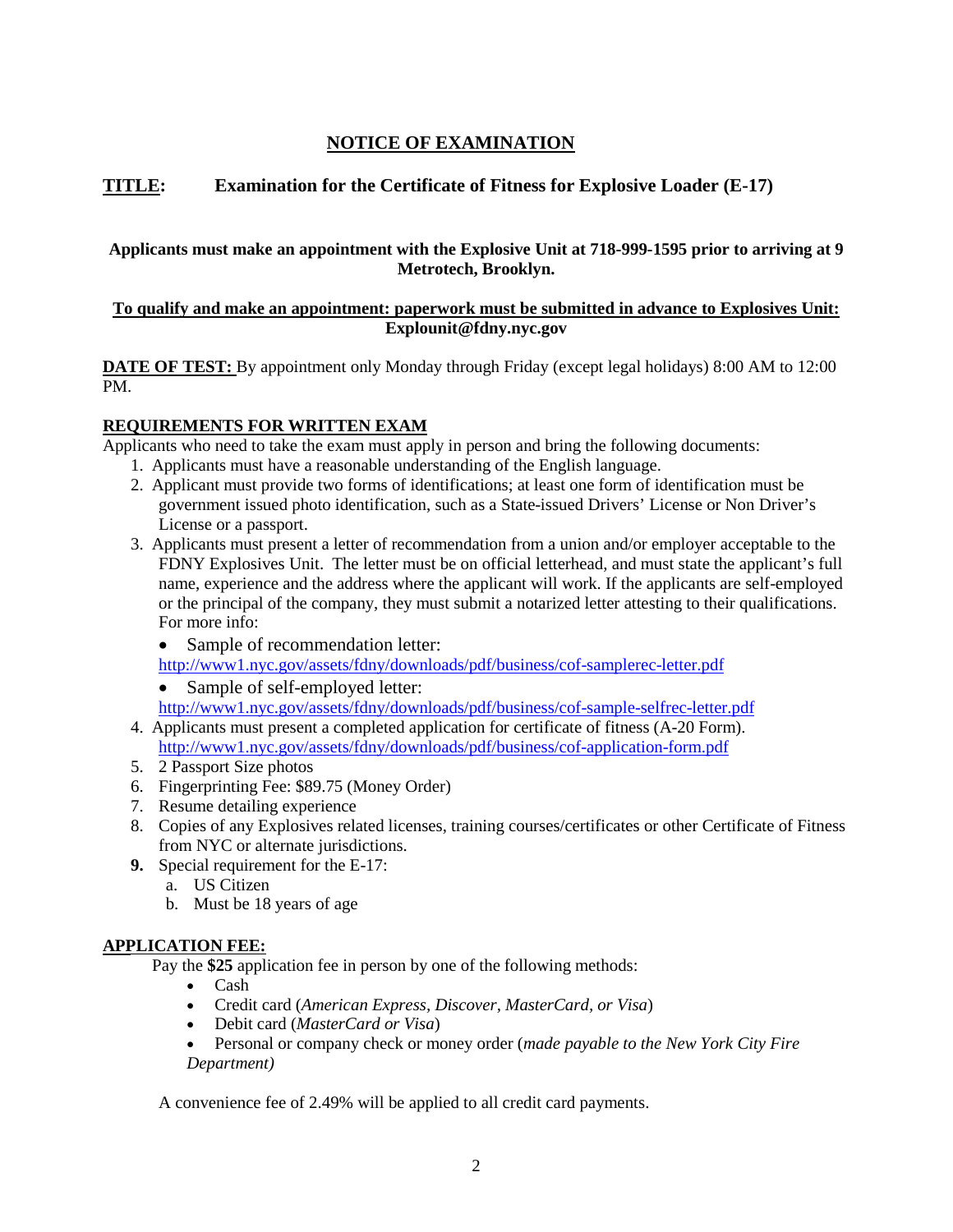# NOTICE OF EXAMINATION

**TITLE:** **Examination for the Certificate of Fitness for Explosive Loader (E-17)**

**Applicants must make an appointment with the Explosive Unit at 718-999-1595 prior to arriving at 9 Metrotech, Brooklyn.**

**To qualify and make an appointment: paperwork must be submitted in advance to Explosives Unit: Explounit@fdny.nyc.gov**

**DATE OF TEST:** By appointment only Monday through Friday (except legal holidays) 8:00 AM to 12:00 PM.

## REQUIREMENTS FOR WRITTEN EXAM

Applicants who need to take the exam must apply in person and bring the following documents:

1. Applicants must have a reasonable understanding of the English language.
2. Applicant must provide two forms of identifications; at least one form of identification must be government issued photo identification, such as a State-issued Drivers' License or Non Driver's License or a passport.
3. Applicants must present a letter of recommendation from a union and/or employer acceptable to the FDNY Explosives Unit. The letter must be on official letterhead, and must state the applicant's full name, experience and the address where the applicant will work. If the applicants are self-employed or the principal of the company, they must submit a notarized letter attesting to their qualifications. For more info:
   - Sample of recommendation letter: http://www1.nyc.gov/assets/fdny/downloads/pdf/business/cof-samplerec-letter.pdf
   - Sample of self-employed letter: http://www1.nyc.gov/assets/fdny/downloads/pdf/business/cof-sample-selfrec-letter.pdf
4. Applicants must present a completed application for certificate of fitness (A-20 Form). http://www1.nyc.gov/assets/fdny/downloads/pdf/business/cof-application-form.pdf
5. 2 Passport Size photos
6. Fingerprinting Fee: $89.75 (Money Order)
7. Resume detailing experience
8. Copies of any Explosives related licenses, training courses/certificates or other Certificate of Fitness from NYC or alternate jurisdictions.
9. Special requirement for the E-17:
   a. US Citizen
   b. Must be 18 years of age

## APPLICATION FEE:

Pay the **$25** application fee in person by one of the following methods:

- Cash
- Credit card (*American Express, Discover, MasterCard, or Visa*)
- Debit card (*MasterCard or Visa*)
- Personal or company check or money order (*made payable to the New York City Fire Department)*

A convenience fee of 2.49% will be applied to all credit card payments.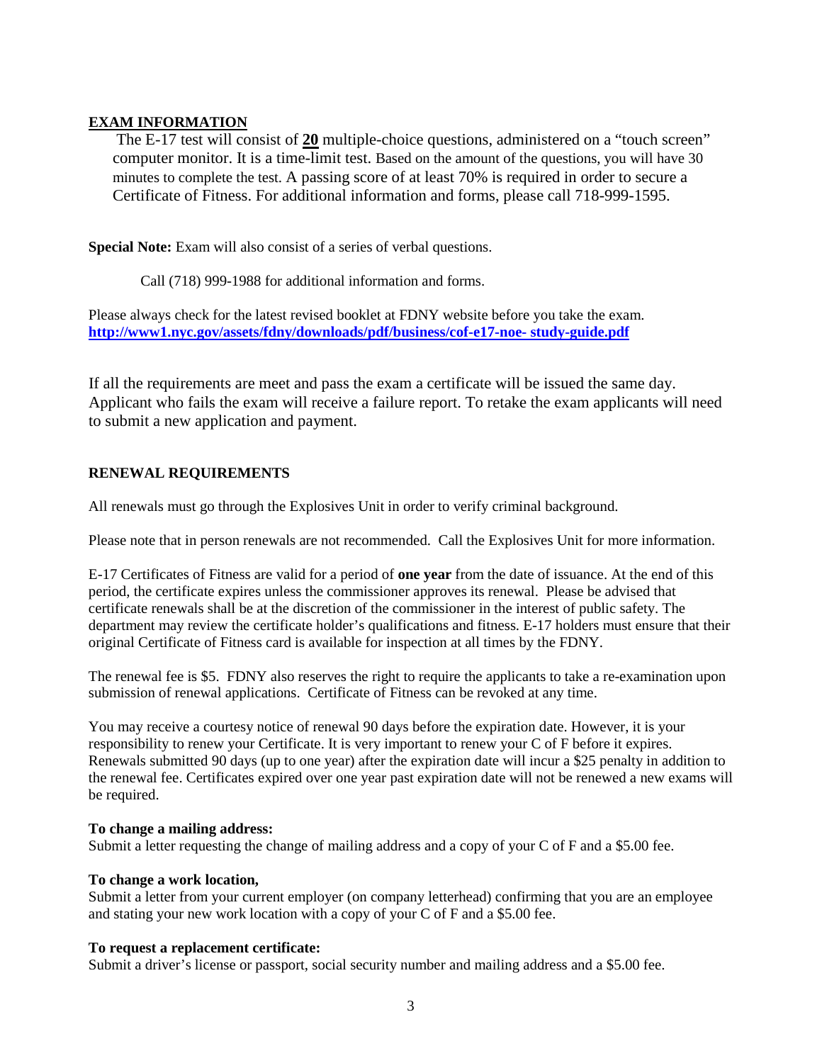## EXAM INFORMATION

The E-17 test will consist of **20** multiple-choice questions, administered on a "touch screen" computer monitor. It is a time-limit test. Based on the amount of the questions, you will have 30 minutes to complete the test. A passing score of at least 70% is required in order to secure a Certificate of Fitness. For additional information and forms, please call 718-999-1595.

**Special Note:** Exam will also consist of a series of verbal questions.

Call (718) 999-1988 for additional information and forms.

Please always check for the latest revised booklet at FDNY website before you take the exam.
**http://www1.nyc.gov/assets/fdny/downloads/pdf/business/cof-e17-noe- study-guide.pdf**

If all the requirements are meet and pass the exam a certificate will be issued the same day. Applicant who fails the exam will receive a failure report. To retake the exam applicants will need to submit a new application and payment.

## RENEWAL REQUIREMENTS

All renewals must go through the Explosives Unit in order to verify criminal background.

Please note that in person renewals are not recommended. Call the Explosives Unit for more information.

E-17 Certificates of Fitness are valid for a period of **one year** from the date of issuance. At the end of this period, the certificate expires unless the commissioner approves its renewal. Please be advised that certificate renewals shall be at the discretion of the commissioner in the interest of public safety. The department may review the certificate holder's qualifications and fitness. E-17 holders must ensure that their original Certificate of Fitness card is available for inspection at all times by the FDNY.

The renewal fee is $5. FDNY also reserves the right to require the applicants to take a re-examination upon submission of renewal applications. Certificate of Fitness can be revoked at any time.

You may receive a courtesy notice of renewal 90 days before the expiration date. However, it is your responsibility to renew your Certificate. It is very important to renew your C of F before it expires. Renewals submitted 90 days (up to one year) after the expiration date will incur a $25 penalty in addition to the renewal fee. Certificates expired over one year past expiration date will not be renewed a new exams will be required.

**To change a mailing address:**
Submit a letter requesting the change of mailing address and a copy of your C of F and a $5.00 fee.

**To change a work location,**
Submit a letter from your current employer (on company letterhead) confirming that you are an employee and stating your new work location with a copy of your C of F and a $5.00 fee.

**To request a replacement certificate:**
Submit a driver's license or passport, social security number and mailing address and a $5.00 fee.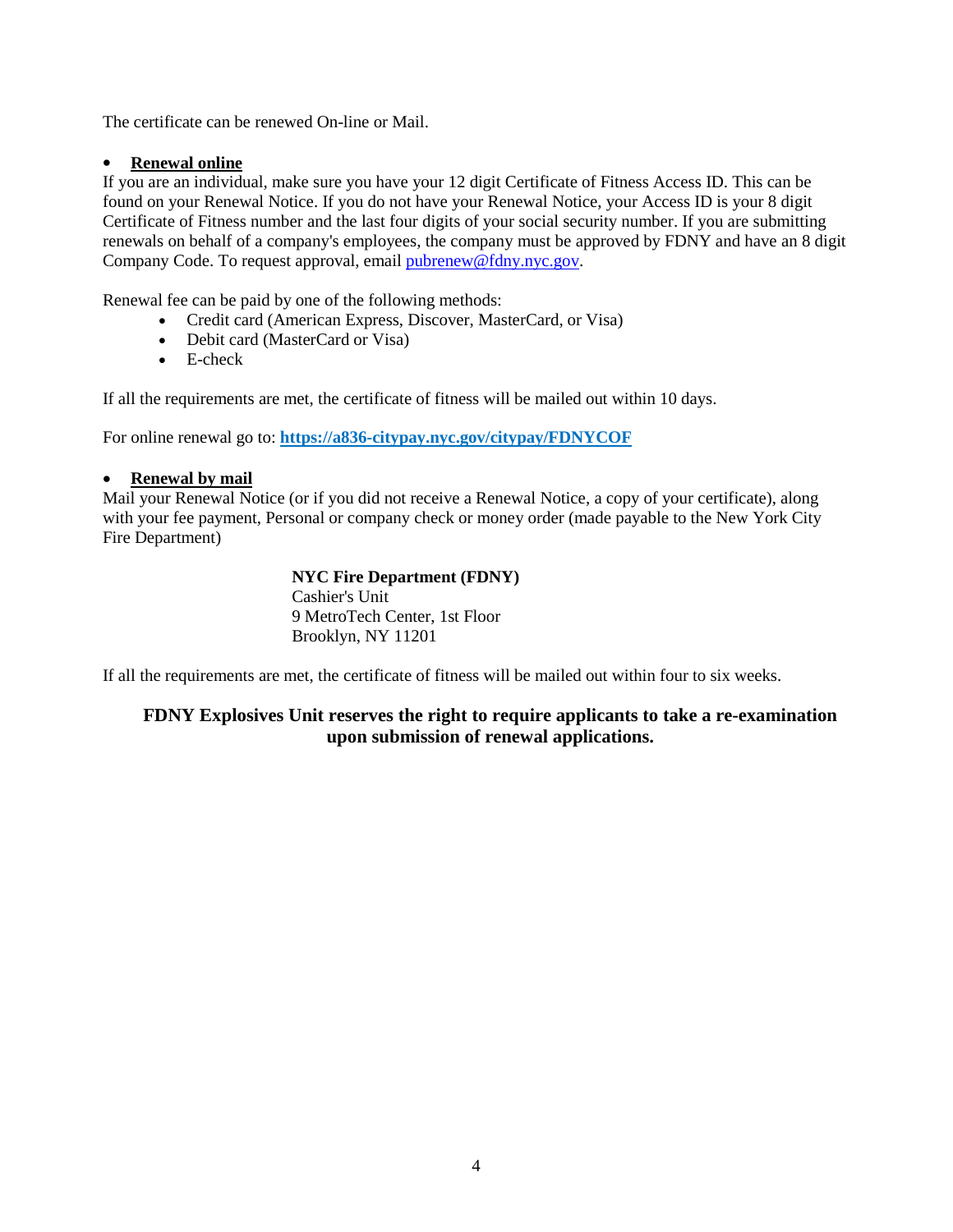The certificate can be renewed On-line or Mail.

- **<u>Renewal online</u>**

If you are an individual, make sure you have your 12 digit Certificate of Fitness Access ID. This can be found on your Renewal Notice. If you do not have your Renewal Notice, your Access ID is your 8 digit Certificate of Fitness number and the last four digits of your social security number. If you are submitting renewals on behalf of a company's employees, the company must be approved by FDNY and have an 8 digit Company Code. To request approval, email [pubrenew@fdny.nyc.gov](mailto:pubrenew@fdny.nyc.gov).

Renewal fee can be paid by one of the following methods:

- Credit card (American Express, Discover, MasterCard, or Visa)
- Debit card (MasterCard or Visa)
- E-check

If all the requirements are met, the certificate of fitness will be mailed out within 10 days.

For online renewal go to: **[https://a836-citypay.nyc.gov/citypay/FDNYCOF](https://a836-citypay.nyc.gov/citypay/FDNYCOF)**

- **<u>Renewal by mail</u>**

Mail your Renewal Notice (or if you did not receive a Renewal Notice, a copy of your certificate), along with your fee payment, Personal or company check or money order (made payable to the New York City Fire Department)

> **NYC Fire Department (FDNY)**
> Cashier's Unit
> 9 MetroTech Center, 1st Floor
> Brooklyn, NY 11201

If all the requirements are met, the certificate of fitness will be mailed out within four to six weeks.

**FDNY Explosives Unit reserves the right to require applicants to take a re-examination upon submission of renewal applications.**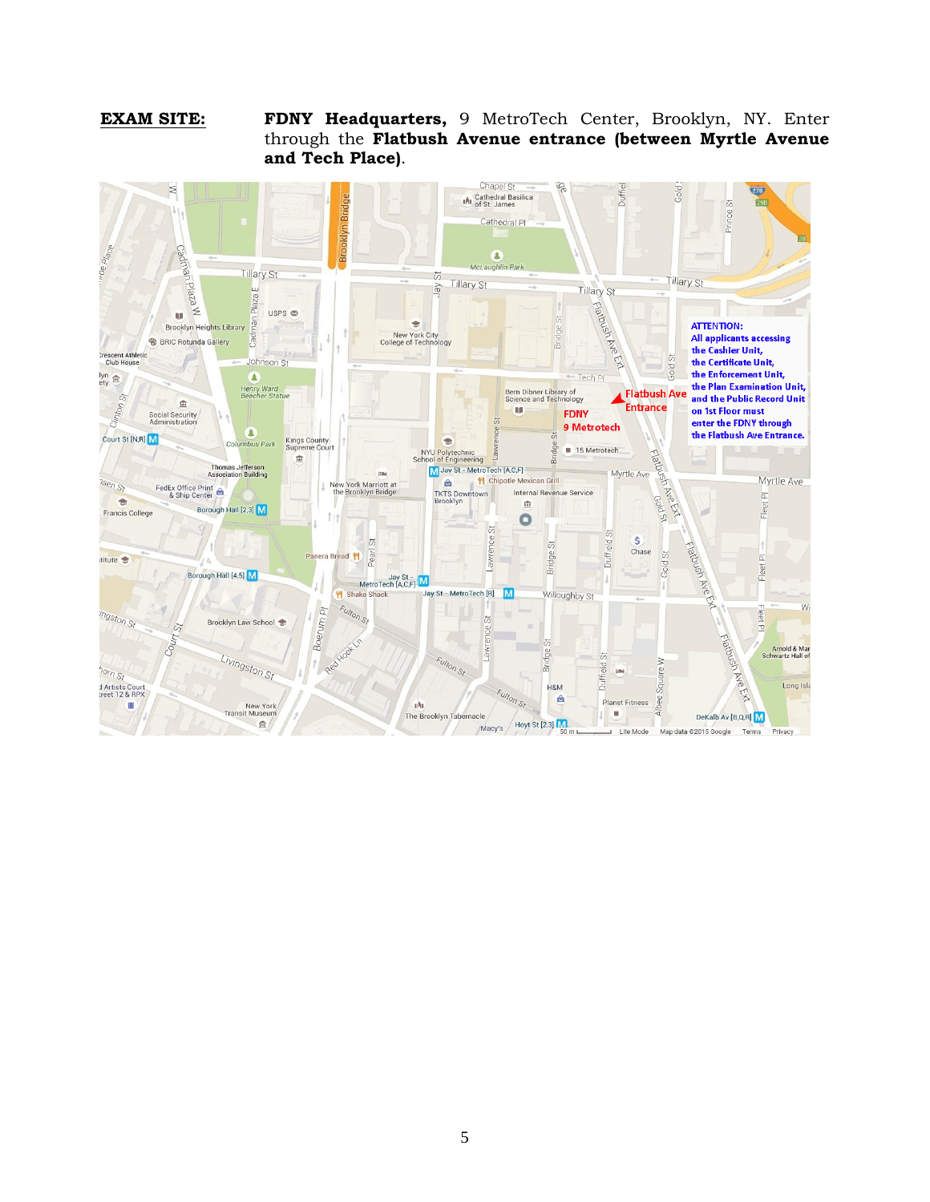**EXAM SITE:** **FDNY Headquarters,** 9 MetroTech Center, Brooklyn, NY. Enter through the **Flatbush Avenue entrance (between Myrtle Avenue and Tech Place)**.

ATTENTION: All applicants accessing the Cashier Unit, the Certificate Unit, the Enforcement Unit, the Plan Examination Unit, and the Public Record Unit on 1st Floor must enter the FDNY through the Flatbush Ave Entrance.

Flatbush Ave Entrance

FDNY 9 Metrotech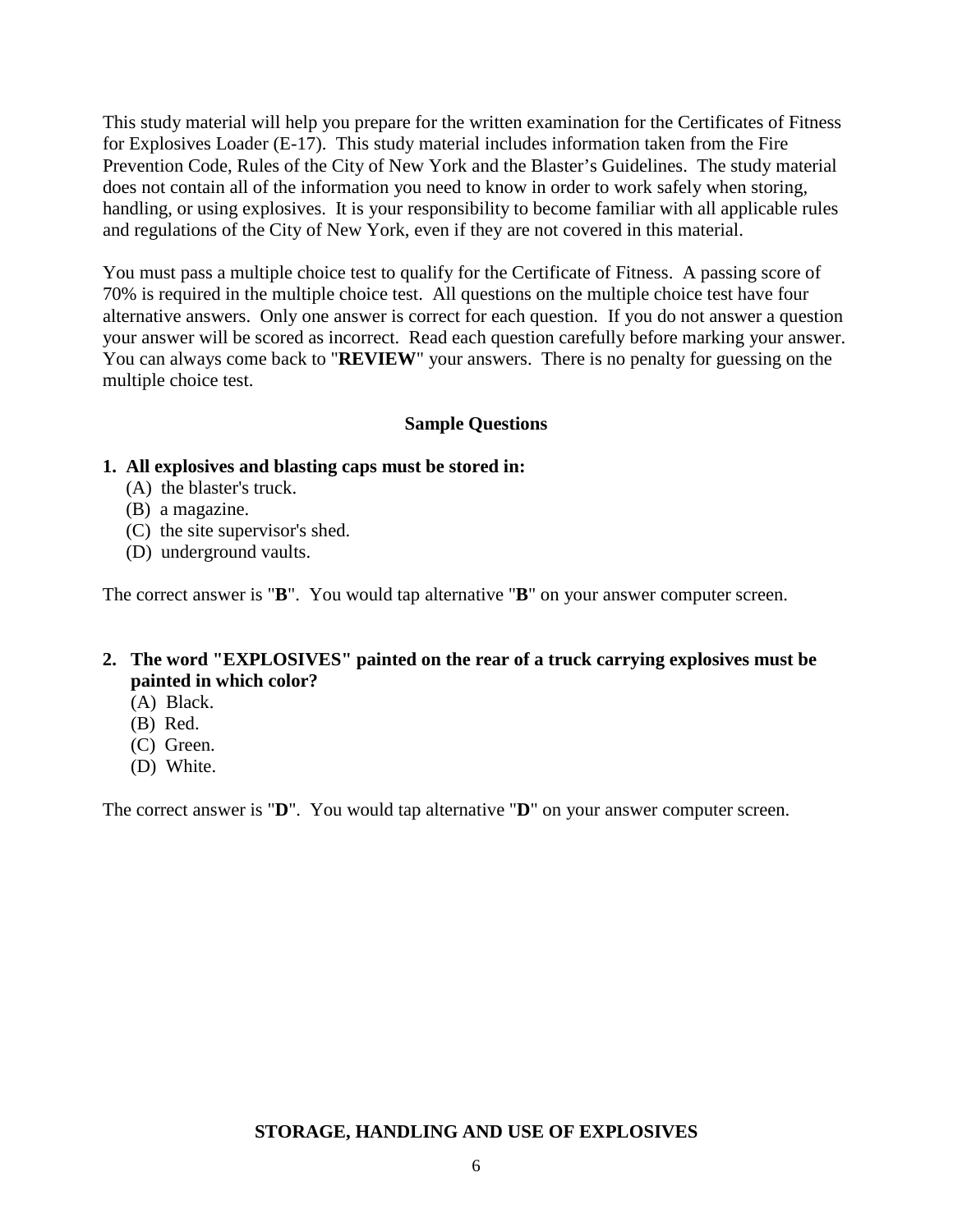This study material will help you prepare for the written examination for the Certificates of Fitness for Explosives Loader (E-17). This study material includes information taken from the Fire Prevention Code, Rules of the City of New York and the Blaster's Guidelines. The study material does not contain all of the information you need to know in order to work safely when storing, handling, or using explosives. It is your responsibility to become familiar with all applicable rules and regulations of the City of New York, even if they are not covered in this material.

You must pass a multiple choice test to qualify for the Certificate of Fitness. A passing score of 70% is required in the multiple choice test. All questions on the multiple choice test have four alternative answers. Only one answer is correct for each question. If you do not answer a question your answer will be scored as incorrect. Read each question carefully before marking your answer. You can always come back to "**REVIEW**" your answers. There is no penalty for guessing on the multiple choice test.

## Sample Questions

**1. All explosives and blasting caps must be stored in:**

(A) the blaster's truck.
(B) a magazine.
(C) the site supervisor's shed.
(D) underground vaults.

The correct answer is "**B**". You would tap alternative "**B**" on your answer computer screen.

**2. The word "EXPLOSIVES" painted on the rear of a truck carrying explosives must be painted in which color?**

(A) Black.
(B) Red.
(C) Green.
(D) White.

The correct answer is "**D**". You would tap alternative "**D**" on your answer computer screen.

## STORAGE, HANDLING AND USE OF EXPLOSIVES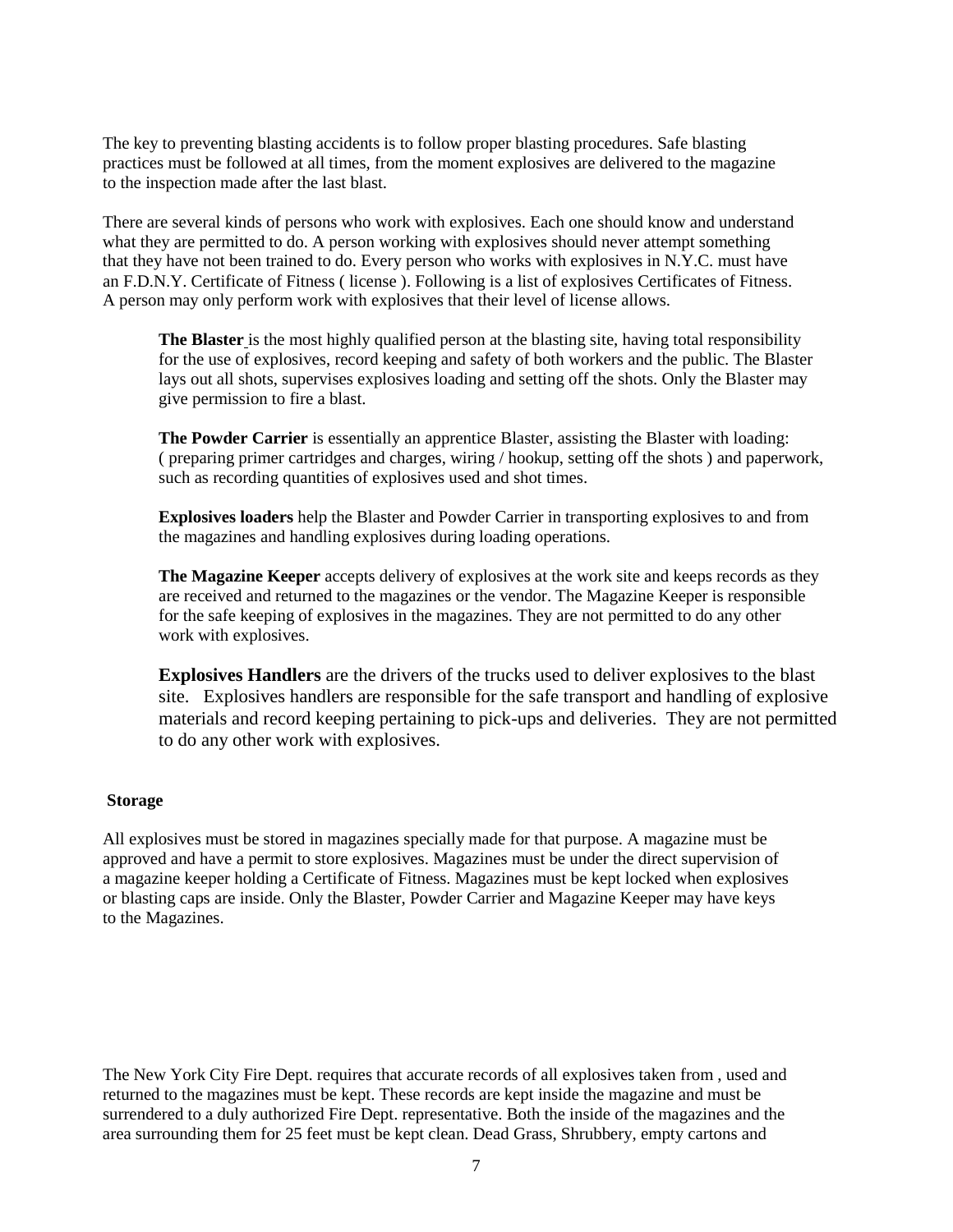The key to preventing blasting accidents is to follow proper blasting procedures. Safe blasting practices must be followed at all times, from the moment explosives are delivered to the magazine to the inspection made after the last blast.

There are several kinds of persons who work with explosives. Each one should know and understand what they are permitted to do. A person working with explosives should never attempt something that they have not been trained to do. Every person who works with explosives in N.Y.C. must have an F.D.N.Y. Certificate of Fitness ( license ). Following is a list of explosives Certificates of Fitness. A person may only perform work with explosives that their level of license allows.

> **The Blaster** is the most highly qualified person at the blasting site, having total responsibility for the use of explosives, record keeping and safety of both workers and the public. The Blaster lays out all shots, supervises explosives loading and setting off the shots. Only the Blaster may give permission to fire a blast.
>
> **The Powder Carrier** is essentially an apprentice Blaster, assisting the Blaster with loading: ( preparing primer cartridges and charges, wiring / hookup, setting off the shots ) and paperwork, such as recording quantities of explosives used and shot times.
>
> **Explosives loaders** help the Blaster and Powder Carrier in transporting explosives to and from the magazines and handling explosives during loading operations.
>
> **The Magazine Keeper** accepts delivery of explosives at the work site and keeps records as they are received and returned to the magazines or the vendor. The Magazine Keeper is responsible for the safe keeping of explosives in the magazines. They are not permitted to do any other work with explosives.
>
> **Explosives Handlers** are the drivers of the trucks used to deliver explosives to the blast site. Explosives handlers are responsible for the safe transport and handling of explosive materials and record keeping pertaining to pick-ups and deliveries. They are not permitted to do any other work with explosives.

**Storage**

All explosives must be stored in magazines specially made for that purpose. A magazine must be approved and have a permit to store explosives. Magazines must be under the direct supervision of a magazine keeper holding a Certificate of Fitness. Magazines must be kept locked when explosives or blasting caps are inside. Only the Blaster, Powder Carrier and Magazine Keeper may have keys to the Magazines.

The New York City Fire Dept. requires that accurate records of all explosives taken from , used and returned to the magazines must be kept. These records are kept inside the magazine and must be surrendered to a duly authorized Fire Dept. representative. Both the inside of the magazines and the area surrounding them for 25 feet must be kept clean. Dead Grass, Shrubbery, empty cartons and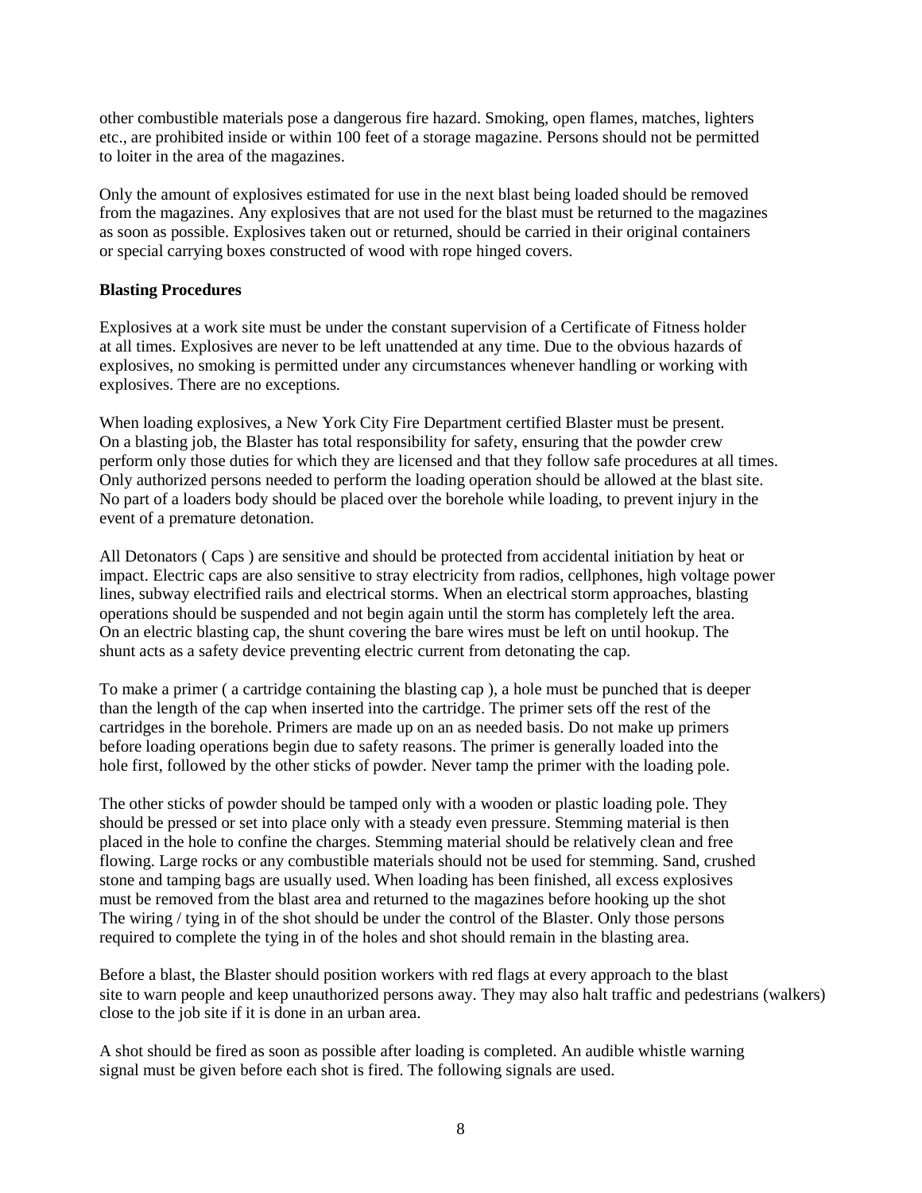other combustible materials pose a dangerous fire hazard. Smoking, open flames, matches, lighters etc., are prohibited inside or within 100 feet of a storage magazine. Persons should not be permitted to loiter in the area of the magazines.

Only the amount of explosives estimated for use in the next blast being loaded should be removed from the magazines. Any explosives that are not used for the blast must be returned to the magazines as soon as possible. Explosives taken out or returned, should be carried in their original containers or special carrying boxes constructed of wood with rope hinged covers.

**Blasting Procedures**

Explosives at a work site must be under the constant supervision of a Certificate of Fitness holder at all times. Explosives are never to be left unattended at any time. Due to the obvious hazards of explosives, no smoking is permitted under any circumstances whenever handling or working with explosives. There are no exceptions.

When loading explosives, a New York City Fire Department certified Blaster must be present. On a blasting job, the Blaster has total responsibility for safety, ensuring that the powder crew perform only those duties for which they are licensed and that they follow safe procedures at all times. Only authorized persons needed to perform the loading operation should be allowed at the blast site. No part of a loaders body should be placed over the borehole while loading, to prevent injury in the event of a premature detonation.

All Detonators ( Caps ) are sensitive and should be protected from accidental initiation by heat or impact. Electric caps are also sensitive to stray electricity from radios, cellphones, high voltage power lines, subway electrified rails and electrical storms. When an electrical storm approaches, blasting operations should be suspended and not begin again until the storm has completely left the area. On an electric blasting cap, the shunt covering the bare wires must be left on until hookup. The shunt acts as a safety device preventing electric current from detonating the cap.

To make a primer ( a cartridge containing the blasting cap ), a hole must be punched that is deeper than the length of the cap when inserted into the cartridge. The primer sets off the rest of the cartridges in the borehole. Primers are made up on an as needed basis. Do not make up primers before loading operations begin due to safety reasons. The primer is generally loaded into the hole first, followed by the other sticks of powder. Never tamp the primer with the loading pole.

The other sticks of powder should be tamped only with a wooden or plastic loading pole. They should be pressed or set into place only with a steady even pressure. Stemming material is then placed in the hole to confine the charges. Stemming material should be relatively clean and free flowing. Large rocks or any combustible materials should not be used for stemming. Sand, crushed stone and tamping bags are usually used. When loading has been finished, all excess explosives must be removed from the blast area and returned to the magazines before hooking up the shot The wiring / tying in of the shot should be under the control of the Blaster. Only those persons required to complete the tying in of the holes and shot should remain in the blasting area.

Before a blast, the Blaster should position workers with red flags at every approach to the blast site to warn people and keep unauthorized persons away. They may also halt traffic and pedestrians (walkers) close to the job site if it is done in an urban area.

A shot should be fired as soon as possible after loading is completed. An audible whistle warning signal must be given before each shot is fired. The following signals are used.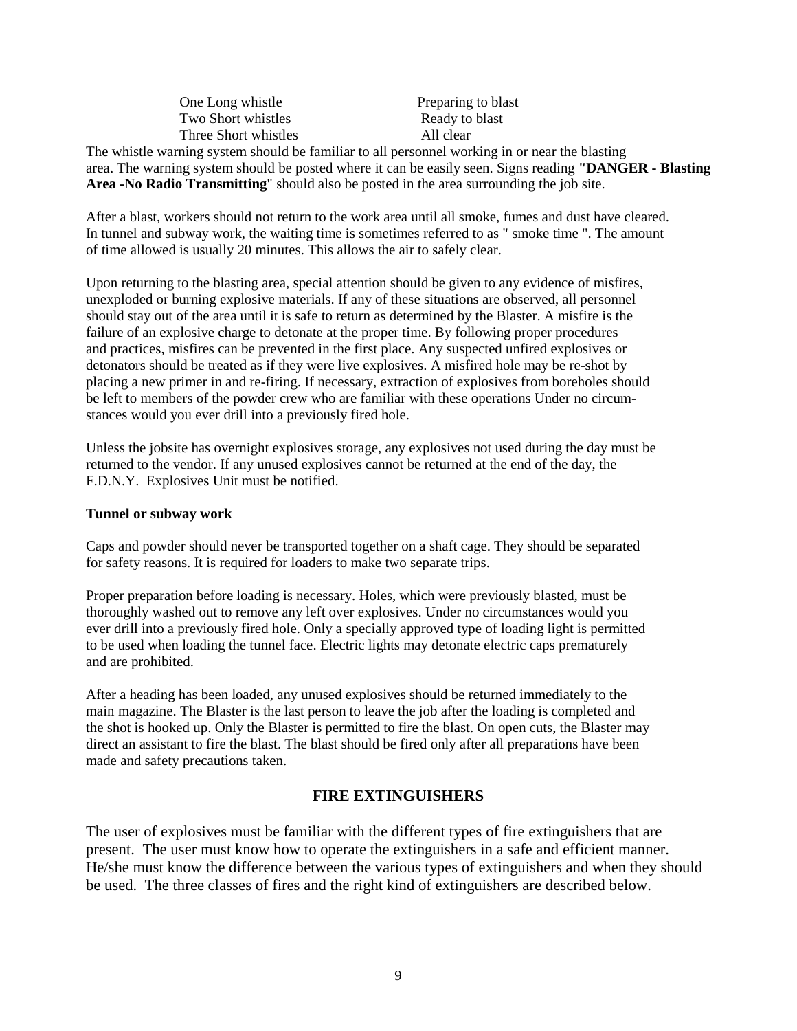| | |
|---|---|
| One Long whistle | Preparing to blast |
| Two Short whistles | Ready to blast |
| Three Short whistles | All clear |

The whistle warning system should be familiar to all personnel working in or near the blasting area. The warning system should be posted where it can be easily seen. Signs reading **"DANGER - Blasting Area -No Radio Transmitting**" should also be posted in the area surrounding the job site.

After a blast, workers should not return to the work area until all smoke, fumes and dust have cleared. In tunnel and subway work, the waiting time is sometimes referred to as " smoke time ". The amount of time allowed is usually 20 minutes. This allows the air to safely clear.

Upon returning to the blasting area, special attention should be given to any evidence of misfires, unexploded or burning explosive materials. If any of these situations are observed, all personnel should stay out of the area until it is safe to return as determined by the Blaster. A misfire is the failure of an explosive charge to detonate at the proper time. By following proper procedures and practices, misfires can be prevented in the first place. Any suspected unfired explosives or detonators should be treated as if they were live explosives. A misfired hole may be re-shot by placing a new primer in and re-firing. If necessary, extraction of explosives from boreholes should be left to members of the powder crew who are familiar with these operations Under no circumstances would you ever drill into a previously fired hole.

Unless the jobsite has overnight explosives storage, any explosives not used during the day must be returned to the vendor. If any unused explosives cannot be returned at the end of the day, the F.D.N.Y. Explosives Unit must be notified.

**Tunnel or subway work**

Caps and powder should never be transported together on a shaft cage. They should be separated for safety reasons. It is required for loaders to make two separate trips.

Proper preparation before loading is necessary. Holes, which were previously blasted, must be thoroughly washed out to remove any left over explosives. Under no circumstances would you ever drill into a previously fired hole. Only a specially approved type of loading light is permitted to be used when loading the tunnel face. Electric lights may detonate electric caps prematurely and are prohibited.

After a heading has been loaded, any unused explosives should be returned immediately to the main magazine. The Blaster is the last person to leave the job after the loading is completed and the shot is hooked up. Only the Blaster is permitted to fire the blast. On open cuts, the Blaster may direct an assistant to fire the blast. The blast should be fired only after all preparations have been made and safety precautions taken.

## FIRE EXTINGUISHERS

The user of explosives must be familiar with the different types of fire extinguishers that are present. The user must know how to operate the extinguishers in a safe and efficient manner. He/she must know the difference between the various types of extinguishers and when they should be used. The three classes of fires and the right kind of extinguishers are described below.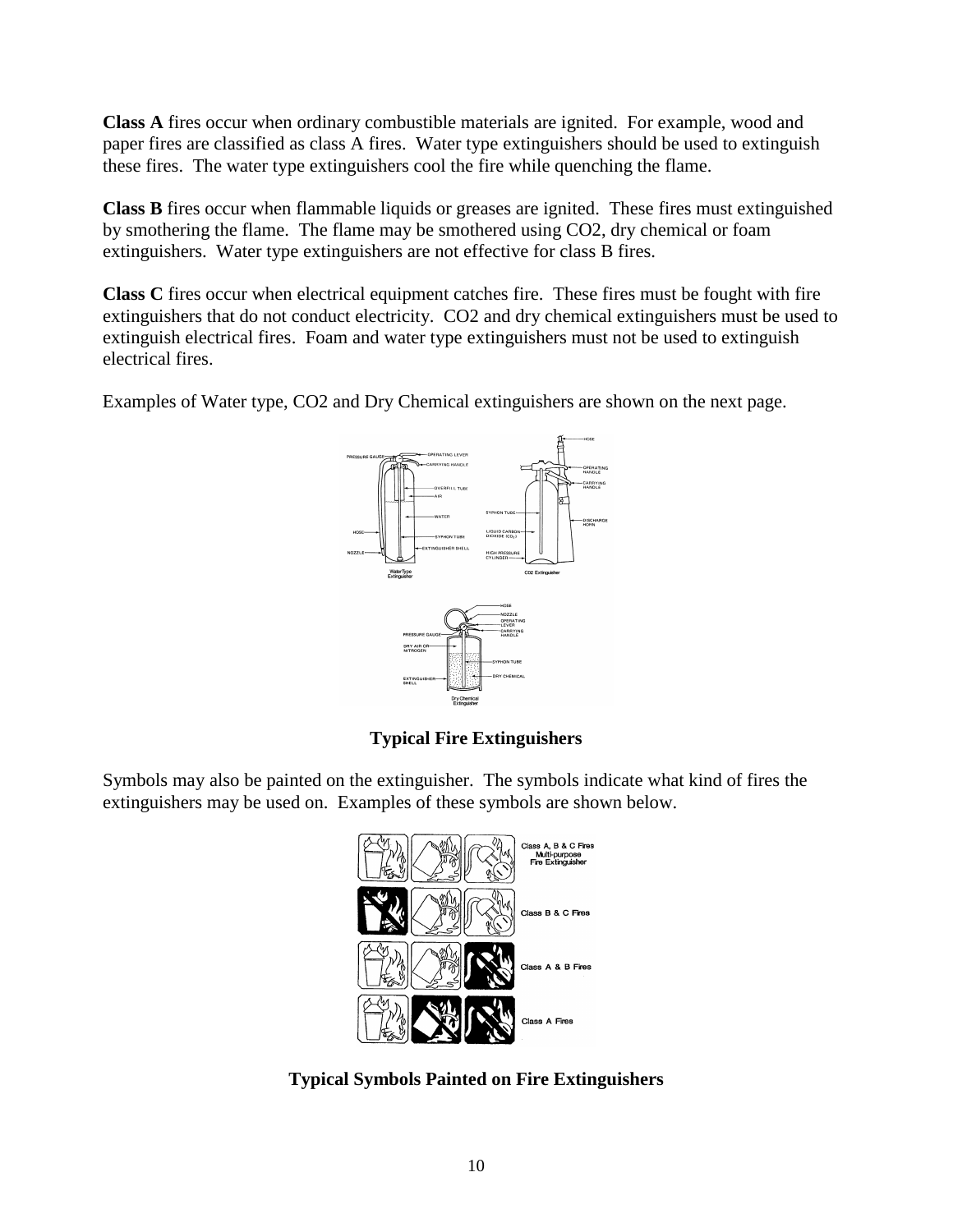**Class A** fires occur when ordinary combustible materials are ignited. For example, wood and paper fires are classified as class A fires. Water type extinguishers should be used to extinguish these fires. The water type extinguishers cool the fire while quenching the flame.

**Class B** fires occur when flammable liquids or greases are ignited. These fires must extinguished by smothering the flame. The flame may be smothered using $CO_2$, dry chemical or foam extinguishers. Water type extinguishers are not effective for class B fires.

**Class C** fires occur when electrical equipment catches fire. These fires must be fought with fire extinguishers that do not conduct electricity. $CO_2$ and dry chemical extinguishers must be used to extinguish electrical fires. Foam and water type extinguishers must not be used to extinguish electrical fires.

Examples of Water type, $CO_2$ and Dry Chemical extinguishers are shown on the next page.

**Typical Fire Extinguishers**

Symbols may also be painted on the extinguisher. The symbols indicate what kind of fires the extinguishers may be used on. Examples of these symbols are shown below.

**Typical Symbols Painted on Fire Extinguishers**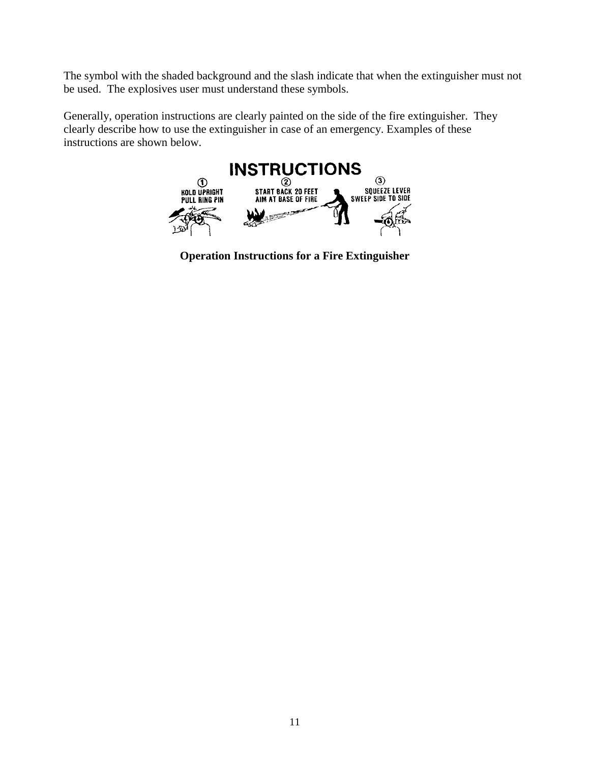The symbol with the shaded background and the slash indicate that when the extinguisher must not be used. The explosives user must understand these symbols.

Generally, operation instructions are clearly painted on the side of the fire extinguisher. They clearly describe how to use the extinguisher in case of an emergency. Examples of these instructions are shown below.

INSTRUCTIONS

① HOLD UPRIGHT PULL RING PIN

② START BACK 20 FEET AIM AT BASE OF FIRE

③ SQUEEZE LEVER SWEEP SIDE TO SIDE

**Operation Instructions for a Fire Extinguisher**